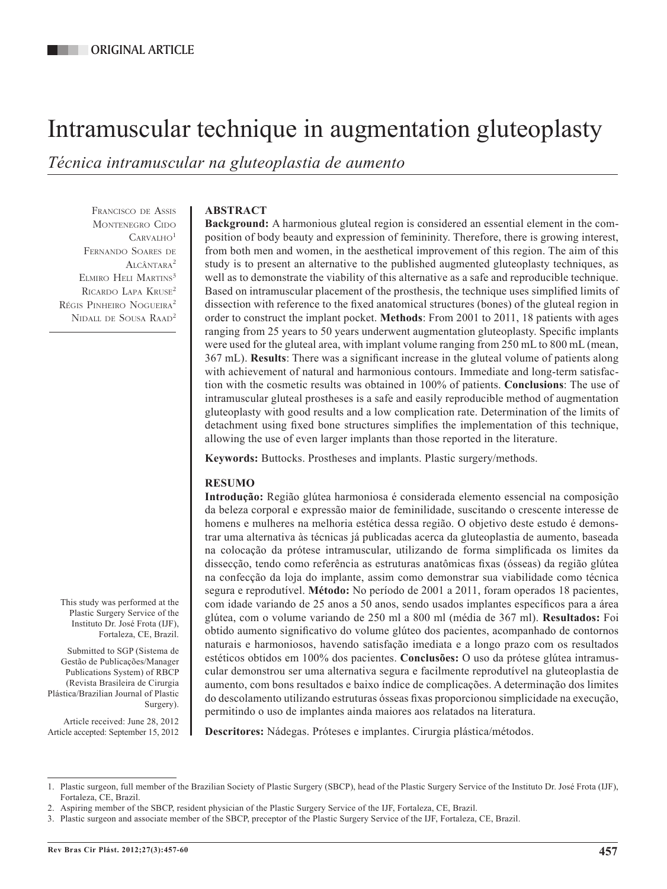ORIGINAL ARTICLE

# Intramuscular technique in augmentation gluteoplasty

*Técnica intramuscular na gluteoplastia de aumento*

Francisco de Assis Montenegro Cido Carvalho[1]
Fernando Soares de Alcântara[2]
Elmiro Heli Martins[3]
Ricardo Lapa Kruse[2]
Régis Pinheiro Nogueira[2]
Nidall de Sousa Raad[2]

This study was performed at the Plastic Surgery Service of the Instituto Dr. José Frota (IJF), Fortaleza, CE, Brazil.

Submitted to SGP (Sistema de Gestão de Publicações/Manager Publications System) of RBCP (Revista Brasileira de Cirurgia Plástica/Brazilian Journal of Plastic Surgery).

Article received: June 28, 2012
Article accepted: September 15, 2012

## ABSTRACT

**Background:** A harmonious gluteal region is considered an essential element in the composition of body beauty and expression of femininity. Therefore, there is growing interest, from both men and women, in the aesthetical improvement of this region. The aim of this study is to present an alternative to the published augmented gluteoplasty techniques, as well as to demonstrate the viability of this alternative as a safe and reproducible technique. Based on intramuscular placement of the prosthesis, the technique uses simplified limits of dissection with reference to the fixed anatomical structures (bones) of the gluteal region in order to construct the implant pocket. **Methods**: From 2001 to 2011, 18 patients with ages ranging from 25 years to 50 years underwent augmentation gluteoplasty. Specific implants were used for the gluteal area, with implant volume ranging from 250 mL to 800 mL (mean, 367 mL). **Results**: There was a significant increase in the gluteal volume of patients along with achievement of natural and harmonious contours. Immediate and long-term satisfaction with the cosmetic results was obtained in 100% of patients. **Conclusions**: The use of intramuscular gluteal prostheses is a safe and easily reproducible method of augmentation gluteoplasty with good results and a low complication rate. Determination of the limits of detachment using fixed bone structures simplifies the implementation of this technique, allowing the use of even larger implants than those reported in the literature.

**Keywords:** Buttocks. Prostheses and implants. Plastic surgery/methods.

## RESUMO

**Introdução:** Região glútea harmoniosa é considerada elemento essencial na composição da beleza corporal e expressão maior de feminilidade, suscitando o crescente interesse de homens e mulheres na melhoria estética dessa região. O objetivo deste estudo é demonstrar uma alternativa às técnicas já publicadas acerca da gluteoplastia de aumento, baseada na colocação da prótese intramuscular, utilizando de forma simplificada os limites da dissecção, tendo como referência as estruturas anatômicas fixas (ósseas) da região glútea na confecção da loja do implante, assim como demonstrar sua viabilidade como técnica segura e reprodutível. **Método:** No período de 2001 a 2011, foram operados 18 pacientes, com idade variando de 25 anos a 50 anos, sendo usados implantes específicos para a área glútea, com o volume variando de 250 ml a 800 ml (média de 367 ml). **Resultados:** Foi obtido aumento significativo do volume glúteo dos pacientes, acompanhado de contornos naturais e harmoniosos, havendo satisfação imediata e a longo prazo com os resultados estéticos obtidos em 100% dos pacientes. **Conclusões:** O uso da prótese glútea intramuscular demonstrou ser uma alternativa segura e facilmente reprodutível na gluteoplastia de aumento, com bons resultados e baixo índice de complicações. A determinação dos limites do descolamento utilizando estruturas ósseas fixas proporcionou simplicidade na execução, permitindo o uso de implantes ainda maiores aos relatados na literatura.

**Descritores:** Nádegas. Próteses e implantes. Cirurgia plástica/métodos.

---

1. Plastic surgeon, full member of the Brazilian Society of Plastic Surgery (SBCP), head of the Plastic Surgery Service of the Instituto Dr. José Frota (IJF), Fortaleza, CE, Brazil.
2. Aspiring member of the SBCP, resident physician of the Plastic Surgery Service of the IJF, Fortaleza, CE, Brazil.
3. Plastic surgeon and associate member of the SBCP, preceptor of the Plastic Surgery Service of the IJF, Fortaleza, CE, Brazil.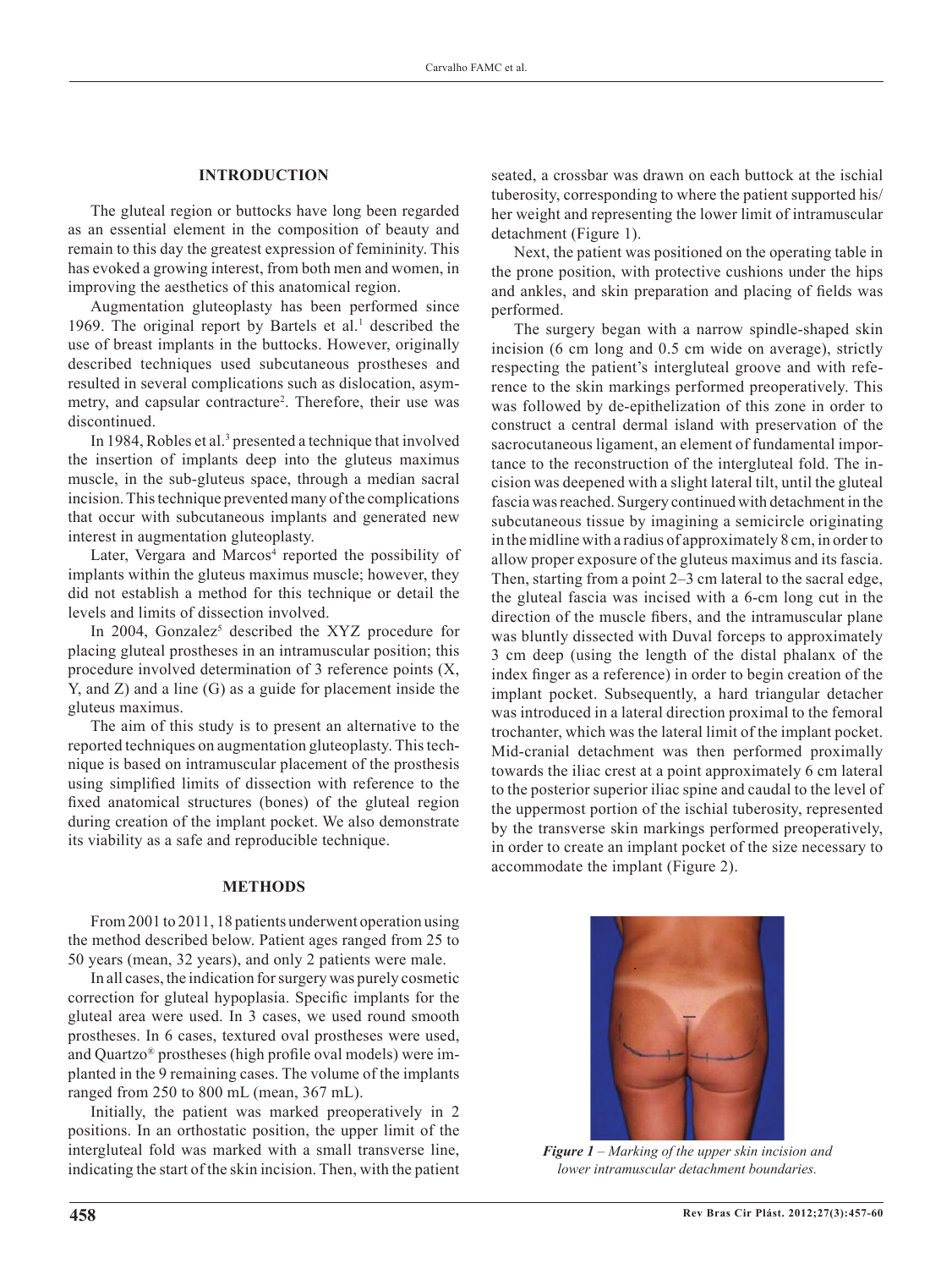## INTRODUCTION

The gluteal region or buttocks have long been regarded as an essential element in the composition of beauty and remain to this day the greatest expression of femininity. This has evoked a growing interest, from both men and women, in improving the aesthetics of this anatomical region.

Augmentation gluteoplasty has been performed since 1969. The original report by Bartels et al.[1] described the use of breast implants in the buttocks. However, originally described techniques used subcutaneous prostheses and resulted in several complications such as dislocation, asymmetry, and capsular contracture[2]. Therefore, their use was discontinued.

In 1984, Robles et al.[3] presented a technique that involved the insertion of implants deep into the gluteus maximus muscle, in the sub-gluteus space, through a median sacral incision. This technique prevented many of the complications that occur with subcutaneous implants and generated new interest in augmentation gluteoplasty.

Later, Vergara and Marcos[4] reported the possibility of implants within the gluteus maximus muscle; however, they did not establish a method for this technique or detail the levels and limits of dissection involved.

In 2004, Gonzalez[5] described the XYZ procedure for placing gluteal prostheses in an intramuscular position; this procedure involved determination of 3 reference points (X, Y, and Z) and a line (G) as a guide for placement inside the gluteus maximus.

The aim of this study is to present an alternative to the reported techniques on augmentation gluteoplasty. This technique is based on intramuscular placement of the prosthesis using simplified limits of dissection with reference to the fixed anatomical structures (bones) of the gluteal region during creation of the implant pocket. We also demonstrate its viability as a safe and reproducible technique.

## METHODS

From 2001 to 2011, 18 patients underwent operation using the method described below. Patient ages ranged from 25 to 50 years (mean, 32 years), and only 2 patients were male.

In all cases, the indication for surgery was purely cosmetic correction for gluteal hypoplasia. Specific implants for the gluteal area were used. In 3 cases, we used round smooth prostheses. In 6 cases, textured oval prostheses were used, and Quartzo® prostheses (high profile oval models) were implanted in the 9 remaining cases. The volume of the implants ranged from 250 to 800 mL (mean, 367 mL).

Initially, the patient was marked preoperatively in 2 positions. In an orthostatic position, the upper limit of the intergluteal fold was marked with a small transverse line, indicating the start of the skin incision. Then, with the patient seated, a crossbar was drawn on each buttock at the ischial tuberosity, corresponding to where the patient supported his/her weight and representing the lower limit of intramuscular detachment (Figure 1).

Next, the patient was positioned on the operating table in the prone position, with protective cushions under the hips and ankles, and skin preparation and placing of fields was performed.

The surgery began with a narrow spindle-shaped skin incision (6 cm long and 0.5 cm wide on average), strictly respecting the patient's intergluteal groove and with reference to the skin markings performed preoperatively. This was followed by de-epithelization of this zone in order to construct a central dermal island with preservation of the sacrocutaneous ligament, an element of fundamental importance to the reconstruction of the intergluteal fold. The incision was deepened with a slight lateral tilt, until the gluteal fascia was reached. Surgery continued with detachment in the subcutaneous tissue by imagining a semicircle originating in the midline with a radius of approximately 8 cm, in order to allow proper exposure of the gluteus maximus and its fascia. Then, starting from a point 2–3 cm lateral to the sacral edge, the gluteal fascia was incised with a 6-cm long cut in the direction of the muscle fibers, and the intramuscular plane was bluntly dissected with Duval forceps to approximately 3 cm deep (using the length of the distal phalanx of the index finger as a reference) in order to begin creation of the implant pocket. Subsequently, a hard triangular detacher was introduced in a lateral direction proximal to the femoral trochanter, which was the lateral limit of the implant pocket. Mid-cranial detachment was then performed proximally towards the iliac crest at a point approximately 6 cm lateral to the posterior superior iliac spine and caudal to the level of the uppermost portion of the ischial tuberosity, represented by the transverse skin markings performed preoperatively, in order to create an implant pocket of the size necessary to accommodate the implant (Figure 2).

*Figure 1 – Marking of the upper skin incision and lower intramuscular detachment boundaries.*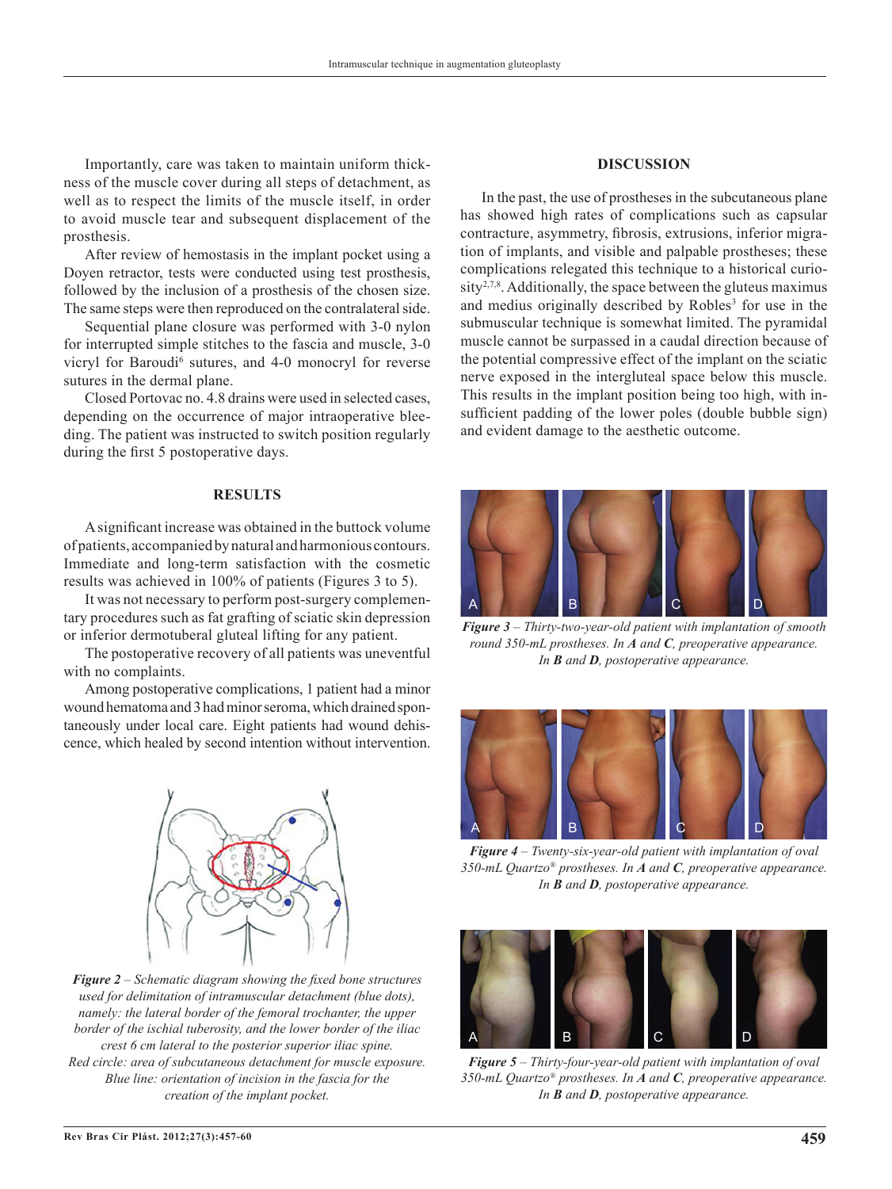Importantly, care was taken to maintain uniform thickness of the muscle cover during all steps of detachment, as well as to respect the limits of the muscle itself, in order to avoid muscle tear and subsequent displacement of the prosthesis.

After review of hemostasis in the implant pocket using a Doyen retractor, tests were conducted using test prosthesis, followed by the inclusion of a prosthesis of the chosen size. The same steps were then reproduced on the contralateral side.

Sequential plane closure was performed with 3-0 nylon for interrupted simple stitches to the fascia and muscle, 3-0 vicryl for Baroudi[6] sutures, and 4-0 monocryl for reverse sutures in the dermal plane.

Closed Portovac no. 4.8 drains were used in selected cases, depending on the occurrence of major intraoperative bleeding. The patient was instructed to switch position regularly during the first 5 postoperative days.

## RESULTS

A significant increase was obtained in the buttock volume of patients, accompanied by natural and harmonious contours. Immediate and long-term satisfaction with the cosmetic results was achieved in 100% of patients (Figures 3 to 5).

It was not necessary to perform post-surgery complementary procedures such as fat grafting of sciatic skin depression or inferior dermotuberal gluteal lifting for any patient.

The postoperative recovery of all patients was uneventful with no complaints.

Among postoperative complications, 1 patient had a minor wound hematoma and 3 had minor seroma, which drained spontaneously under local care. Eight patients had wound dehiscence, which healed by second intention without intervention.

***Figure 2*** *– Schematic diagram showing the fixed bone structures used for delimitation of intramuscular detachment (blue dots), namely: the lateral border of the femoral trochanter, the upper border of the ischial tuberosity, and the lower border of the iliac crest 6 cm lateral to the posterior superior iliac spine. Red circle: area of subcutaneous detachment for muscle exposure. Blue line: orientation of incision in the fascia for the creation of the implant pocket.*

## DISCUSSION

In the past, the use of prostheses in the subcutaneous plane has showed high rates of complications such as capsular contracture, asymmetry, fibrosis, extrusions, inferior migration of implants, and visible and palpable prostheses; these complications relegated this technique to a historical curiosity[2,7,8]. Additionally, the space between the gluteus maximus and medius originally described by Robles[3] for use in the submuscular technique is somewhat limited. The pyramidal muscle cannot be surpassed in a caudal direction because of the potential compressive effect of the implant on the sciatic nerve exposed in the intergluteal space below this muscle. This results in the implant position being too high, with insufficient padding of the lower poles (double bubble sign) and evident damage to the aesthetic outcome.

***Figure 3*** *– Thirty-two-year-old patient with implantation of smooth round 350-mL prostheses. In **A** and **C**, preoperative appearance. In **B** and **D**, postoperative appearance.*

***Figure 4*** *– Twenty-six-year-old patient with implantation of oval 350-mL Quartzo® prostheses. In **A** and **C**, preoperative appearance. In **B** and **D**, postoperative appearance.*

***Figure 5*** *– Thirty-four-year-old patient with implantation of oval 350-mL Quartzo® prostheses. In **A** and **C**, preoperative appearance. In **B** and **D**, postoperative appearance.*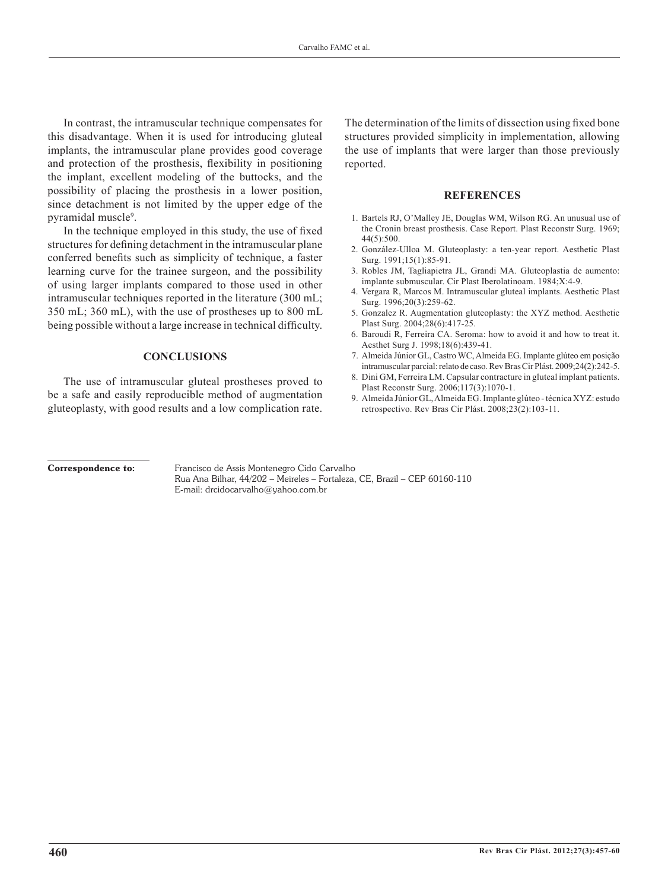In contrast, the intramuscular technique compensates for this disadvantage. When it is used for introducing gluteal implants, the intramuscular plane provides good coverage and protection of the prosthesis, flexibility in positioning the implant, excellent modeling of the buttocks, and the possibility of placing the prosthesis in a lower position, since detachment is not limited by the upper edge of the pyramidal muscle[9].

In the technique employed in this study, the use of fixed structures for defining detachment in the intramuscular plane conferred benefits such as simplicity of technique, a faster learning curve for the trainee surgeon, and the possibility of using larger implants compared to those used in other intramuscular techniques reported in the literature (300 mL; 350 mL; 360 mL), with the use of prostheses up to 800 mL being possible without a large increase in technical difficulty.

## CONCLUSIONS

The use of intramuscular gluteal prostheses proved to be a safe and easily reproducible method of augmentation gluteoplasty, with good results and a low complication rate. The determination of the limits of dissection using fixed bone structures provided simplicity in implementation, allowing the use of implants that were larger than those previously reported.

## REFERENCES

1. Bartels RJ, O'Malley JE, Douglas WM, Wilson RG. An unusual use of the Cronin breast prosthesis. Case Report. Plast Reconstr Surg. 1969; 44(5):500.
2. González-Ulloa M. Gluteoplasty: a ten-year report. Aesthetic Plast Surg. 1991;15(1):85-91.
3. Robles JM, Tagliapietra JL, Grandi MA. Gluteoplastia de aumento: implante submuscular. Cir Plast Iberolatinoam. 1984;X:4-9.
4. Vergara R, Marcos M. Intramuscular gluteal implants. Aesthetic Plast Surg. 1996;20(3):259-62.
5. Gonzalez R. Augmentation gluteoplasty: the XYZ method. Aesthetic Plast Surg. 2004;28(6):417-25.
6. Baroudi R, Ferreira CA. Seroma: how to avoid it and how to treat it. Aesthet Surg J. 1998;18(6):439-41.
7. Almeida Júnior GL, Castro WC, Almeida EG. Implante glúteo em posição intramuscular parcial: relato de caso. Rev Bras Cir Plást. 2009;24(2):242-5.
8. Dini GM, Ferreira LM. Capsular contracture in gluteal implant patients. Plast Reconstr Surg. 2006;117(3):1070-1.
9. Almeida Júnior GL, Almeida EG. Implante glúteo - técnica XYZ: estudo retrospectivo. Rev Bras Cir Plást. 2008;23(2):103-11.

**Correspondence to:** Francisco de Assis Montenegro Cido Carvalho
Rua Ana Bilhar, 44/202 – Meireles – Fortaleza, CE, Brazil – CEP 60160-110
E-mail: drcidocarvalho@yahoo.com.br